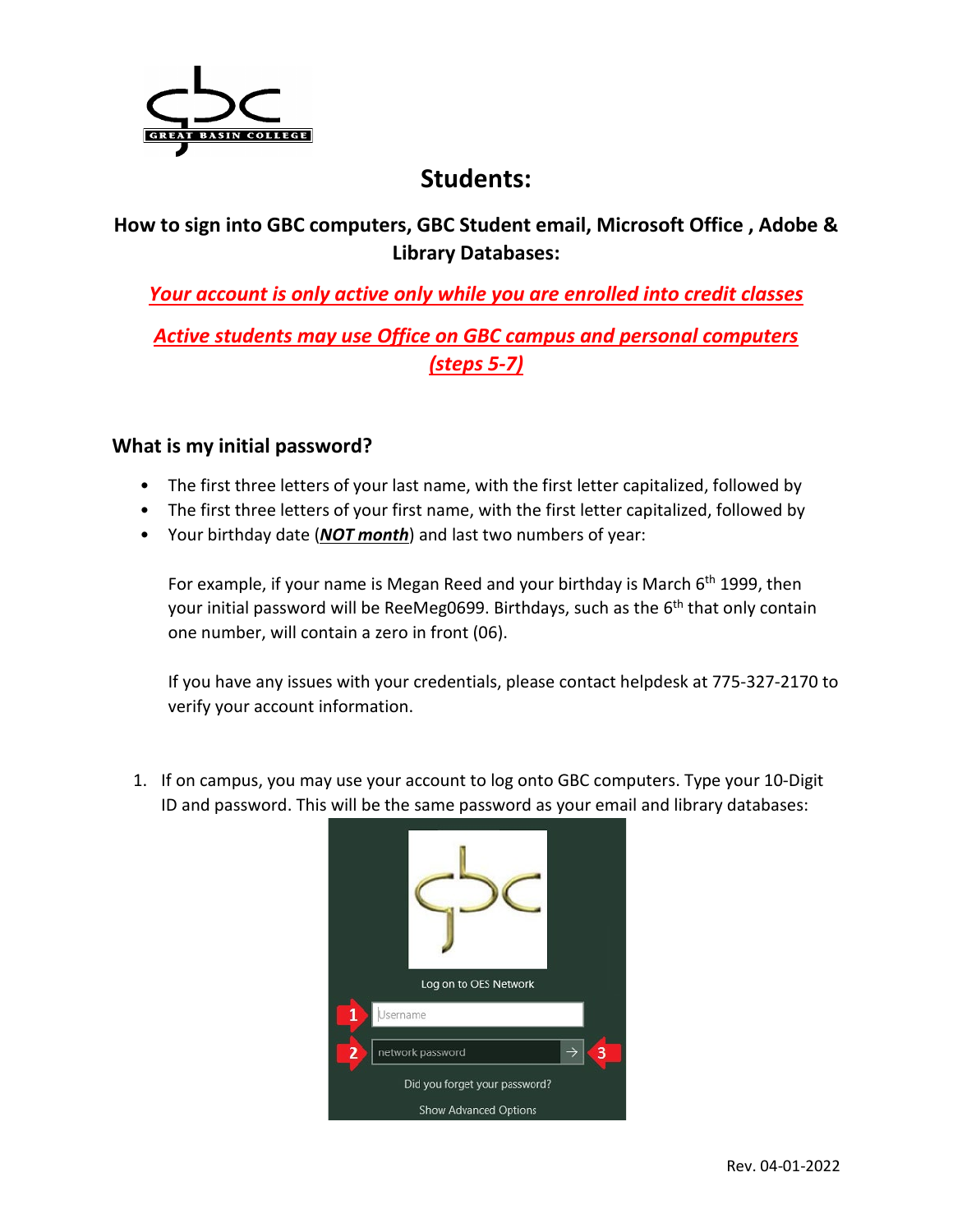# Students:

## How to sign into GBC computers, GBC Student email, Microsoft Office , Adobe & Library Databases:

***Your account is only active only while you are enrolled into credit classes***

***Active students may use Office on GBC campus and personal computers (steps 5-7)***

### What is my initial password?

- The first three letters of your last name, with the first letter capitalized, followed by
- The first three letters of your first name, with the first letter capitalized, followed by
- Your birthday date (***NOT month***) and last two numbers of year:

  For example, if your name is Megan Reed and your birthday is March 6th 1999, then your initial password will be ReeMeg0699. Birthdays, such as the 6th that only contain one number, will contain a zero in front (06).

  If you have any issues with your credentials, please contact helpdesk at 775-327-2170 to verify your account information.

1. If on campus, you may use your account to log onto GBC computers. Type your 10-Digit ID and password. This will be the same password as your email and library databases: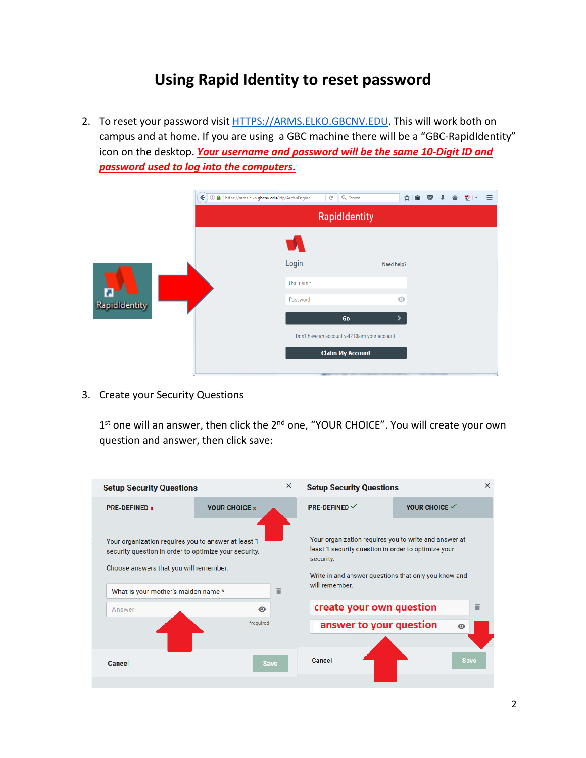# Using Rapid Identity to reset password

2. To reset your password visit [HTTPS://ARMS.ELKO.GBCNV.EDU](HTTPS://ARMS.ELKO.GBCNV.EDU). This will work both on campus and at home. If you are using a GBC machine there will be a "GBC-RapidIdentity" icon on the desktop. ***Your username and password will be the same 10-Digit ID and password used to log into the computers.***

3. Create your Security Questions

   1st one will an answer, then click the 2nd one, "YOUR CHOICE". You will create your own question and answer, then click save: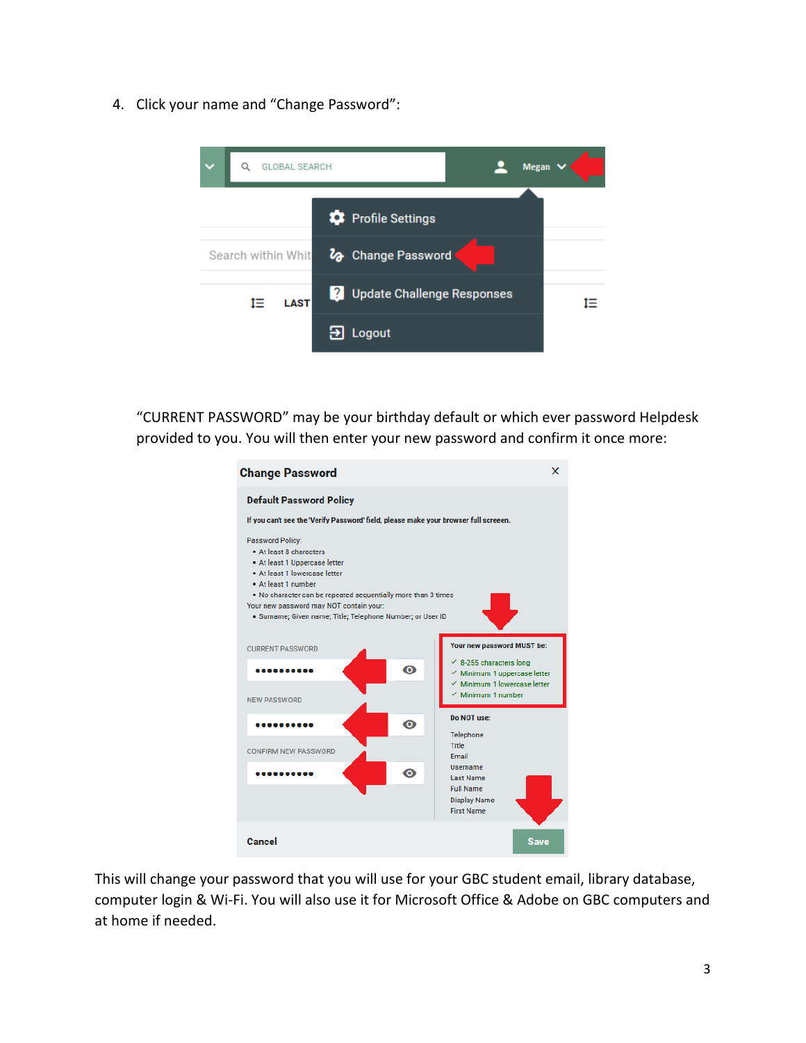4. Click your name and "Change Password":

"CURRENT PASSWORD" may be your birthday default or which ever password Helpdesk provided to you. You will then enter your new password and confirm it once more:

This will change your password that you will use for your GBC student email, library database, computer login & Wi-Fi. You will also use it for Microsoft Office & Adobe on GBC computers and at home if needed.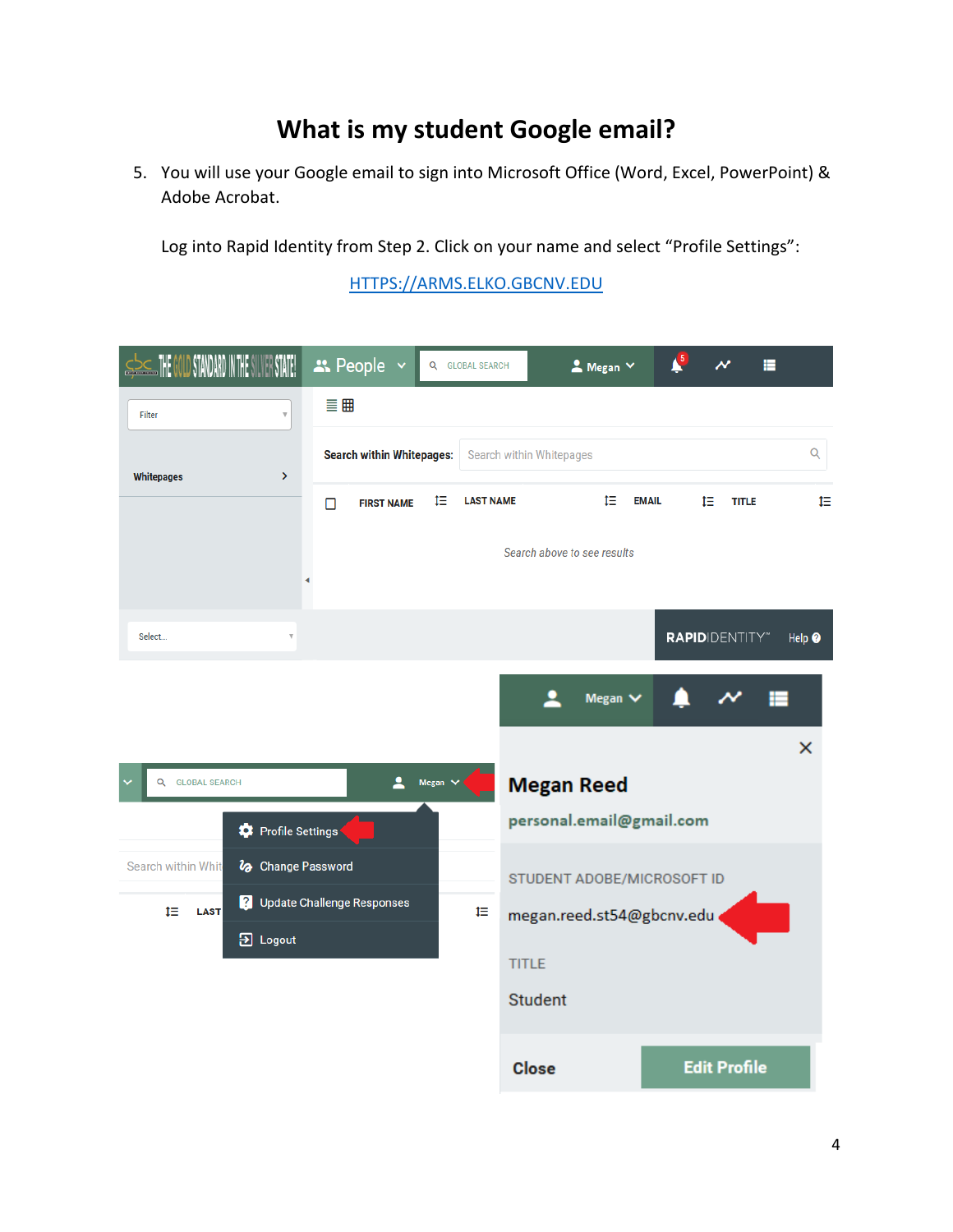# What is my student Google email?

5. You will use your Google email to sign into Microsoft Office (Word, Excel, PowerPoint) & Adobe Acrobat.

   Log into Rapid Identity from Step 2. Click on your name and select "Profile Settings":

   [HTTPS://ARMS.ELKO.GBCNV.EDU](https://arms.elko.gbcnv.edu)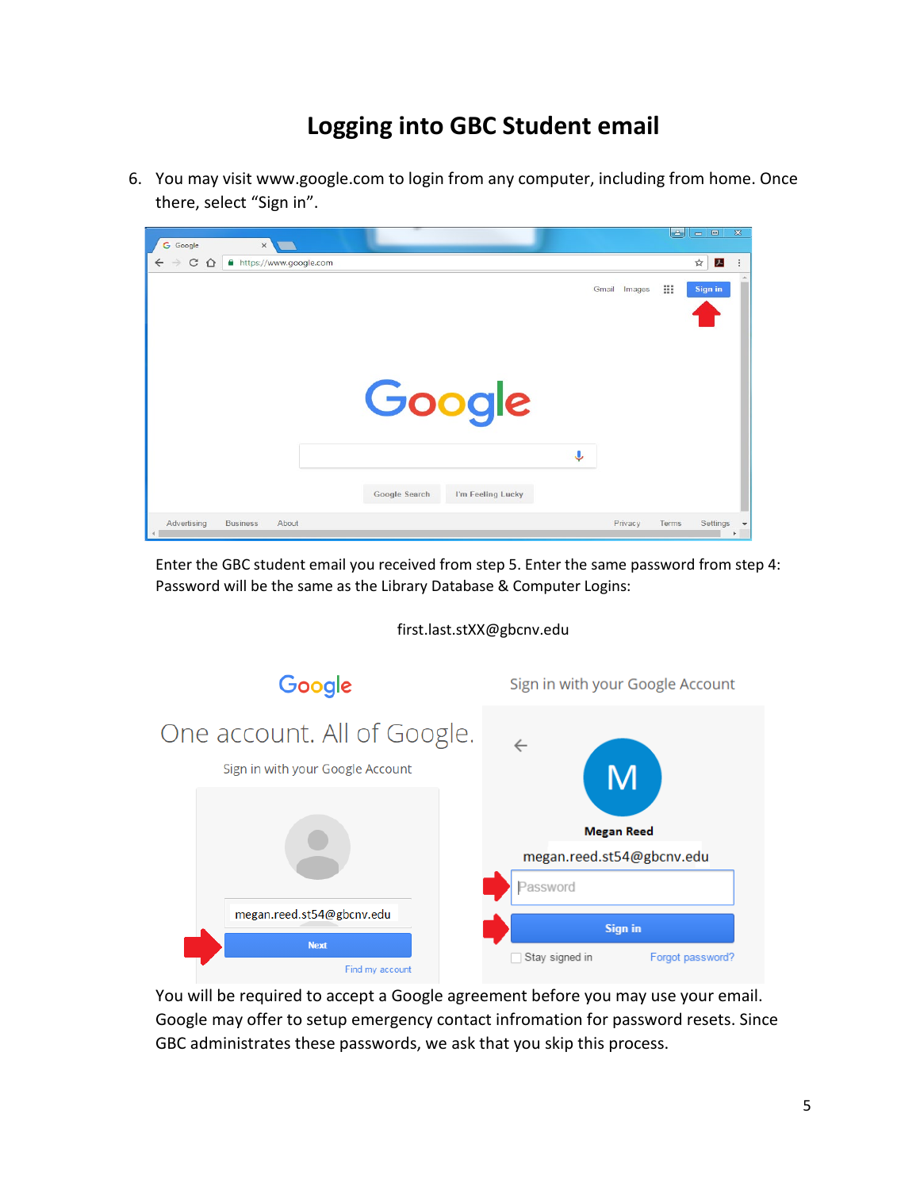# Logging into GBC Student email

6. You may visit www.google.com to login from any computer, including from home. Once there, select "Sign in".

Enter the GBC student email you received from step 5. Enter the same password from step 4: Password will be the same as the Library Database & Computer Logins:

first.last.stXX@gbcnv.edu

You will be required to accept a Google agreement before you may use your email. Google may offer to setup emergency contact infromation for password resets. Since GBC administrates these passwords, we ask that you skip this process.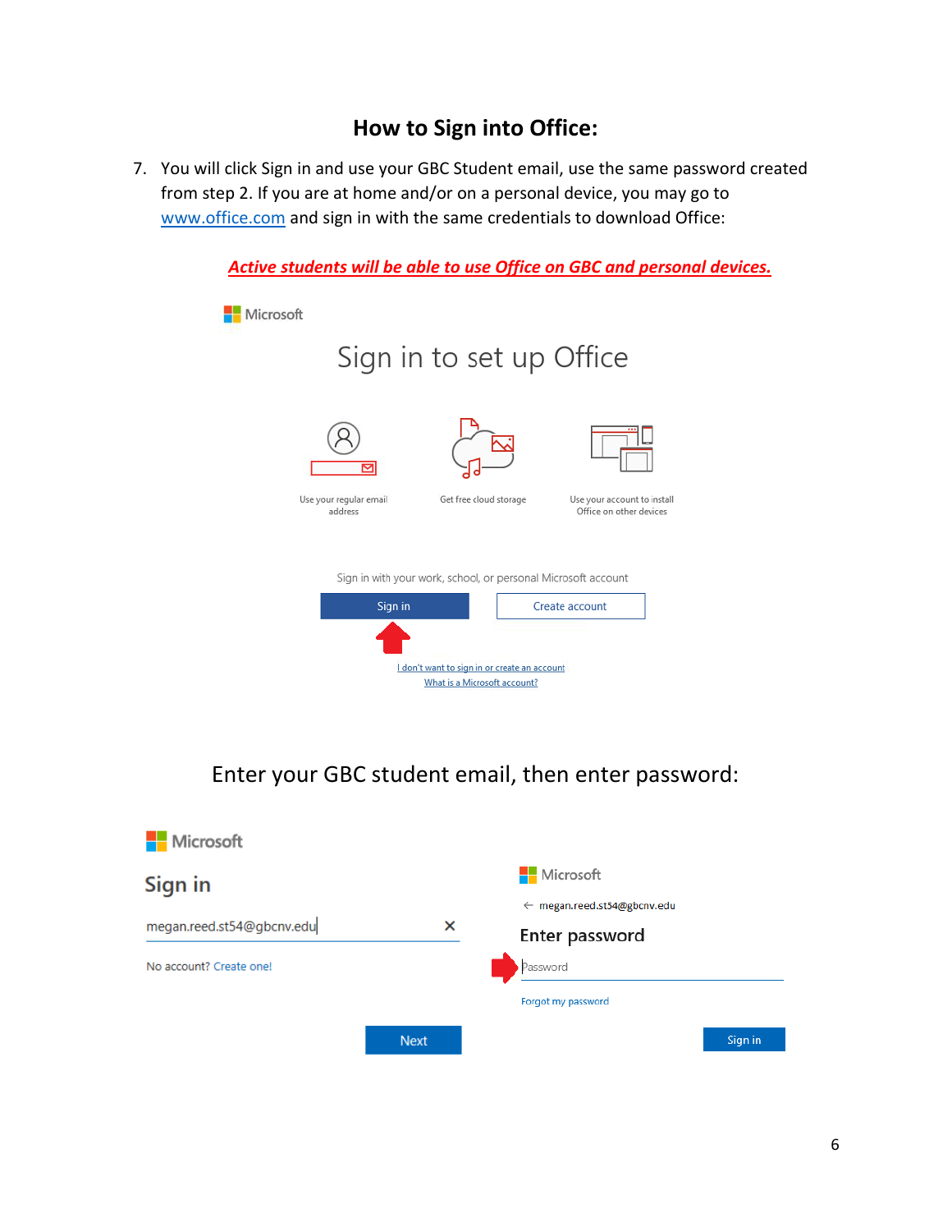## How to Sign into Office:

7. You will click Sign in and use your GBC Student email, use the same password created from step 2. If you are at home and/or on a personal device, you may go to [www.office.com](http://www.office.com) and sign in with the same credentials to download Office:

***Active students will be able to use Office on GBC and personal devices.***

Microsoft

Sign in to set up Office

Use your regular email address

Get free cloud storage

Use your account to install Office on other devices

Sign in with your work, school, or personal Microsoft account

Sign in

Create account

I don't want to sign in or create an account

What is a Microsoft account?

Enter your GBC student email, then enter password:

Microsoft

Sign in

megan.reed.st54@gbcnv.edu

No account? Create one!

Next

Microsoft

← megan.reed.st54@gbcnv.edu

Enter password

Password

Forgot my password

Sign in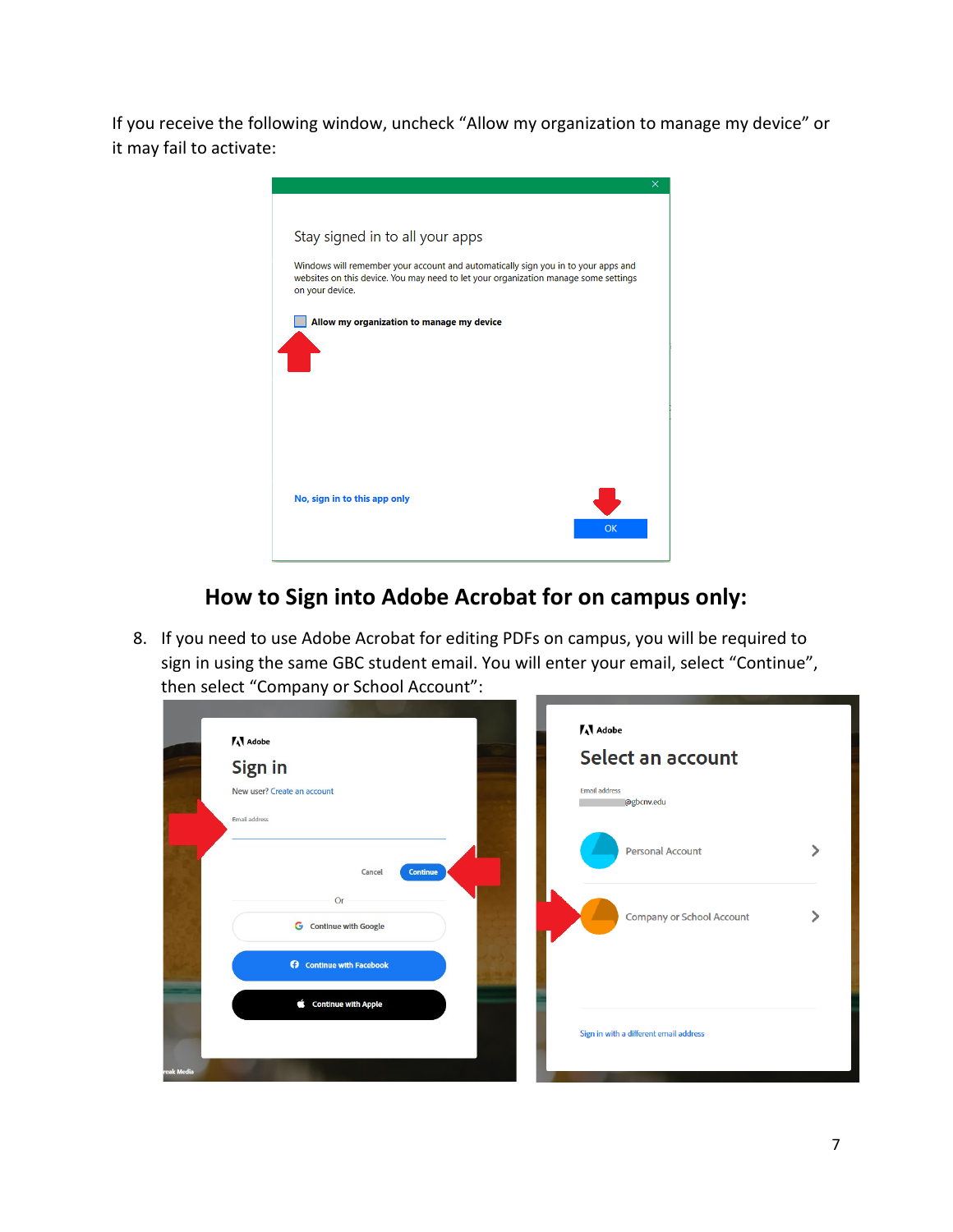If you receive the following window, uncheck "Allow my organization to manage my device" or it may fail to activate:

## How to Sign into Adobe Acrobat for on campus only:

8. If you need to use Adobe Acrobat for editing PDFs on campus, you will be required to sign in using the same GBC student email. You will enter your email, select "Continue", then select "Company or School Account":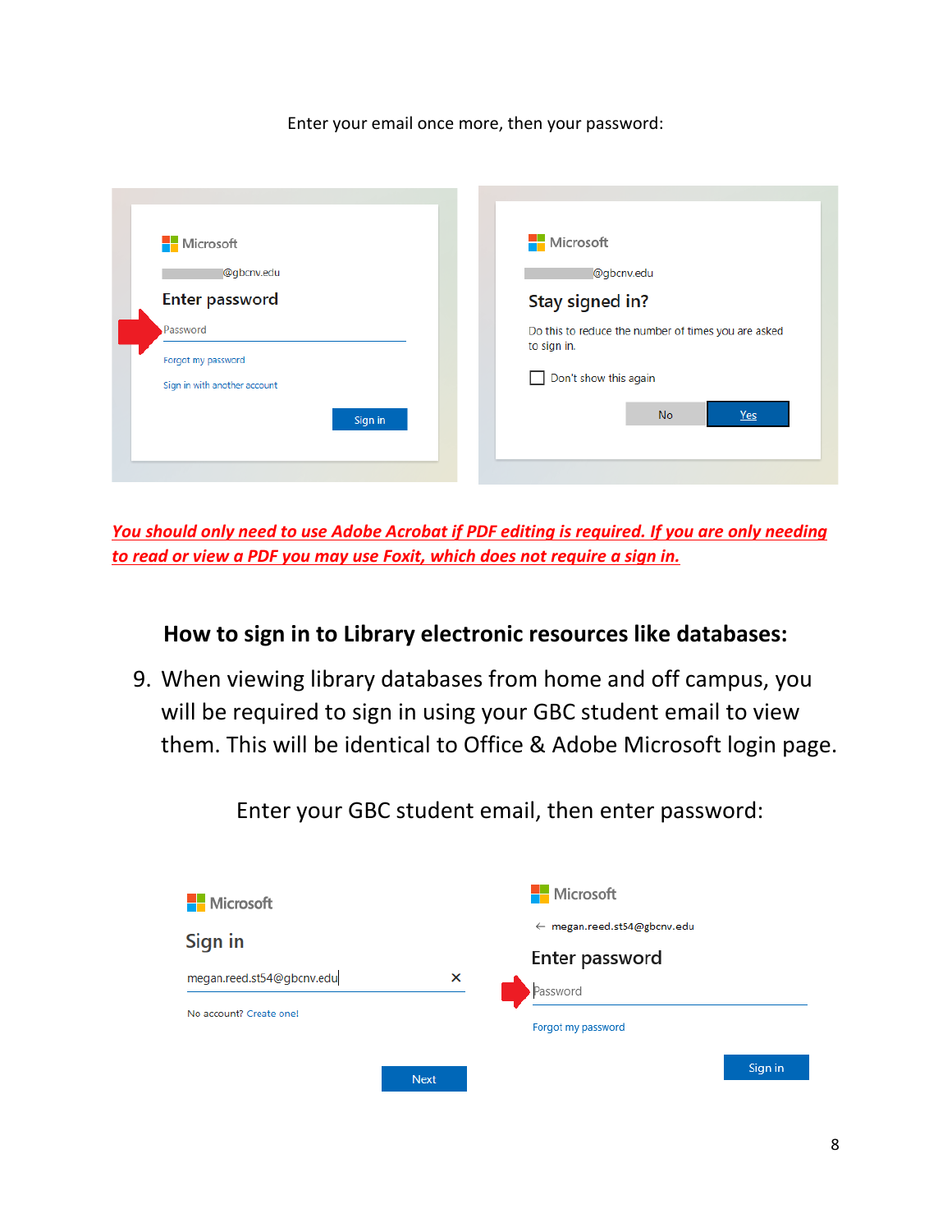Enter your email once more, then your password:

***You should only need to use Adobe Acrobat if PDF editing is required. If you are only needing to read or view a PDF you may use Foxit, which does not require a sign in.***

## How to sign in to Library electronic resources like databases:

9. When viewing library databases from home and off campus, you will be required to sign in using your GBC student email to view them. This will be identical to Office & Adobe Microsoft login page.

Enter your GBC student email, then enter password: